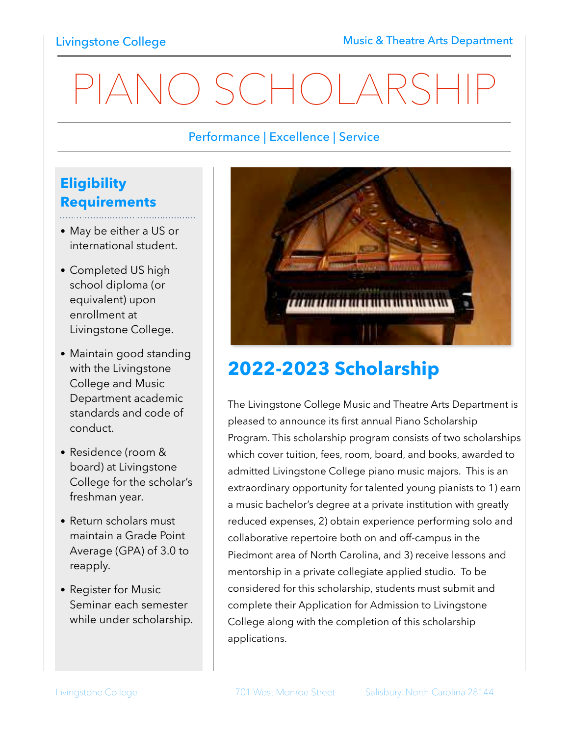Livingstone College

Music & Theatre Arts Department

# PIANO SCHOLARSHIP

Performance | Excellence | Service

## Eligibility Requirements

- May be either a US or international student.
- Completed US high school diploma (or equivalent) upon enrollment at Livingstone College.
- Maintain good standing with the Livingstone College and Music Department academic standards and code of conduct.
- Residence (room & board) at Livingstone College for the scholar's freshman year.
- Return scholars must maintain a Grade Point Average (GPA) of 3.0 to reapply.
- Register for Music Seminar each semester while under scholarship.

## 2022-2023 Scholarship

The Livingstone College Music and Theatre Arts Department is pleased to announce its first annual Piano Scholarship Program. This scholarship program consists of two scholarships which cover tuition, fees, room, board, and books, awarded to admitted Livingstone College piano music majors. This is an extraordinary opportunity for talented young pianists to 1) earn a music bachelor's degree at a private institution with greatly reduced expenses, 2) obtain experience performing solo and collaborative repertoire both on and off-campus in the Piedmont area of North Carolina, and 3) receive lessons and mentorship in a private collegiate applied studio. To be considered for this scholarship, students must submit and complete their Application for Admission to Livingstone College along with the completion of this scholarship applications.

Livingstone College 701 West Monroe Street Salisbury, North Carolina 28144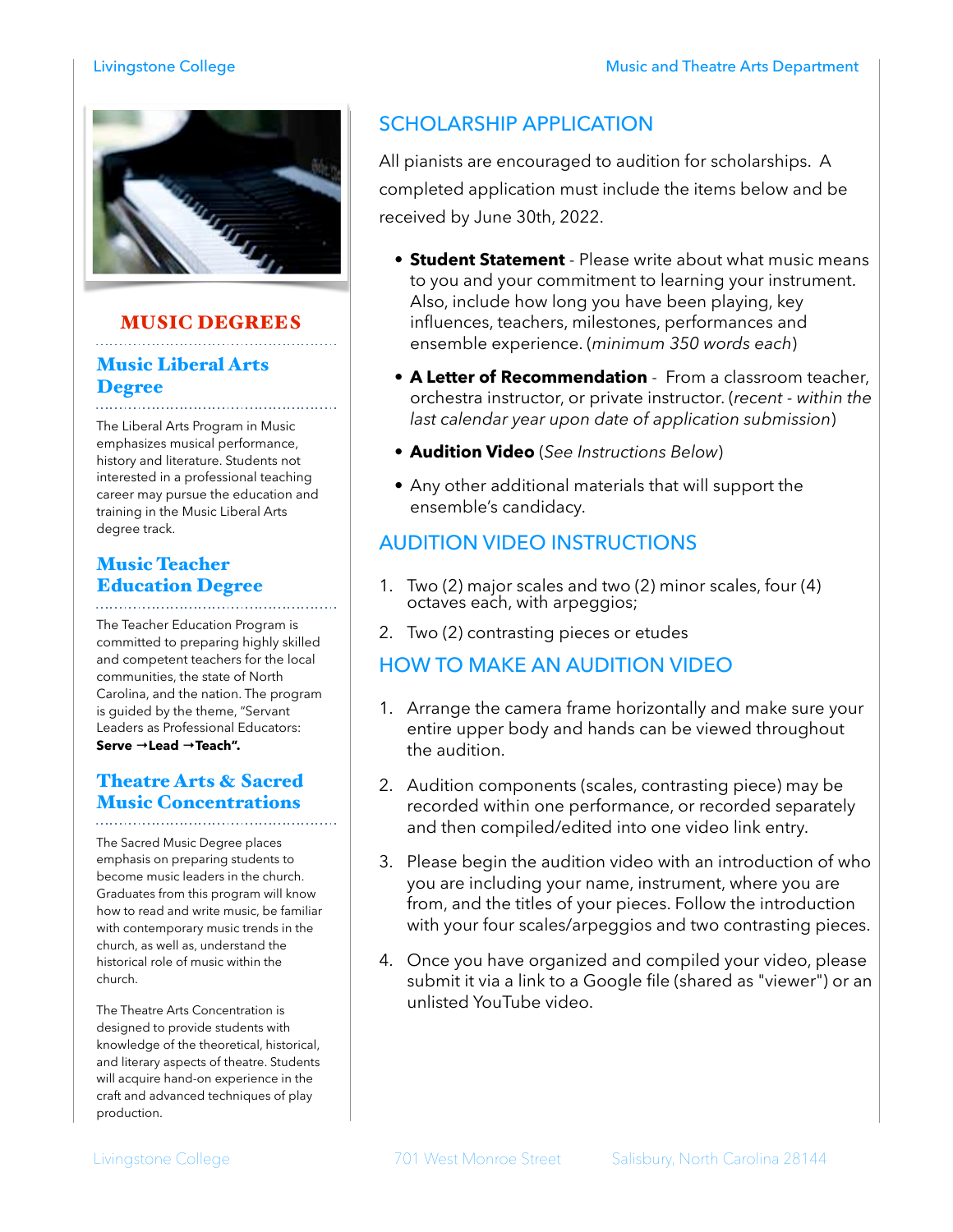## MUSIC DEGREES

### Music Liberal Arts Degree

The Liberal Arts Program in Music emphasizes musical performance, history and literature. Students not interested in a professional teaching career may pursue the education and training in the Music Liberal Arts degree track.

### Music Teacher Education Degree

The Teacher Education Program is committed to preparing highly skilled and competent teachers for the local communities, the state of North Carolina, and the nation. The program is guided by the theme, "Servant Leaders as Professional Educators: **Serve →Lead →Teach".**

### Theatre Arts & Sacred Music Concentrations

The Sacred Music Degree places emphasis on preparing students to become music leaders in the church. Graduates from this program will know how to read and write music, be familiar with contemporary music trends in the church, as well as, understand the historical role of music within the church.

The Theatre Arts Concentration is designed to provide students with knowledge of the theoretical, historical, and literary aspects of theatre. Students will acquire hand-on experience in the craft and advanced techniques of play production.

## SCHOLARSHIP APPLICATION

All pianists are encouraged to audition for scholarships. A completed application must include the items below and be received by June 30th, 2022.

- **Student Statement** - Please write about what music means to you and your commitment to learning your instrument. Also, include how long you have been playing, key influences, teachers, milestones, performances and ensemble experience. (*minimum 350 words each*)
- **A Letter of Recommendation** - From a classroom teacher, orchestra instructor, or private instructor. (*recent - within the last calendar year upon date of application submission*)
- **Audition Video** (*See Instructions Below*)
- Any other additional materials that will support the ensemble's candidacy.

## AUDITION VIDEO INSTRUCTIONS

1. Two (2) major scales and two (2) minor scales, four (4) octaves each, with arpeggios;
2. Two (2) contrasting pieces or etudes

## HOW TO MAKE AN AUDITION VIDEO

1. Arrange the camera frame horizontally and make sure your entire upper body and hands can be viewed throughout the audition.
2. Audition components (scales, contrasting piece) may be recorded within one performance, or recorded separately and then compiled/edited into one video link entry.
3. Please begin the audition video with an introduction of who you are including your name, instrument, where you are from, and the titles of your pieces. Follow the introduction with your four scales/arpeggios and two contrasting pieces.
4. Once you have organized and compiled your video, please submit it via a link to a Google file (shared as "viewer") or an unlisted YouTube video.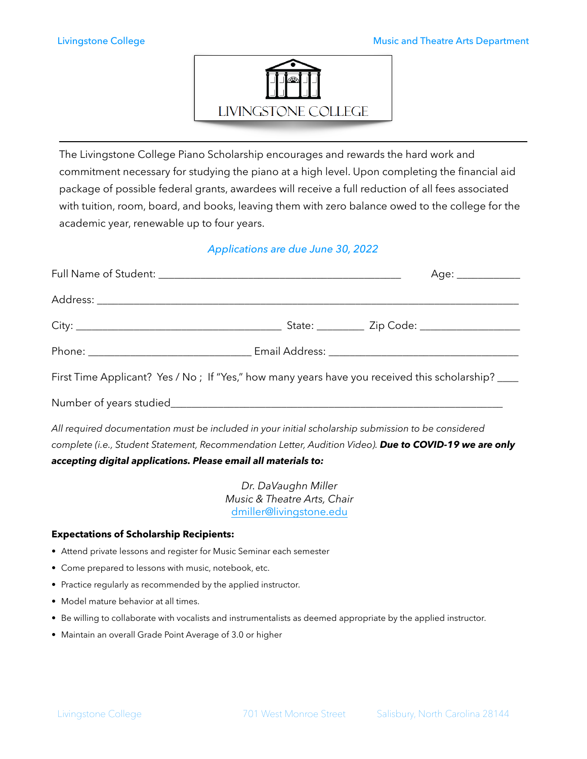Livingstone College

Music and Theatre Arts Department

LIVINGSTONE COLLEGE

The Livingstone College Piano Scholarship encourages and rewards the hard work and commitment necessary for studying the piano at a high level. Upon completing the financial aid package of possible federal grants, awardees will receive a full reduction of all fees associated with tuition, room, board, and books, leaving them with zero balance owed to the college for the academic year, renewable up to four years.

*Applications are due June 30, 2022*

Full Name of Student: ___________________________________________ Age: ___________

Address: ___________________________________________________________________________

City: __________________________________ State: ________ Zip Code: __________________

Phone: _____________________________ Email Address: __________________________________

First Time Applicant? Yes / No ; If "Yes," how many years have you received this scholarship? ____

Number of years studied____________________________________________________________

*All required documentation must be included in your initial scholarship submission to be considered complete (i.e., Student Statement, Recommendation Letter, Audition Video).* ***Due to COVID-19 we are only accepting digital applications. Please email all materials to:***

*Dr. DaVaughn Miller*
*Music & Theatre Arts, Chair*
dmiller@livingstone.edu

**Expectations of Scholarship Recipients:**

- Attend private lessons and register for Music Seminar each semester
- Come prepared to lessons with music, notebook, etc.
- Practice regularly as recommended by the applied instructor.
- Model mature behavior at all times.
- Be willing to collaborate with vocalists and instrumentalists as deemed appropriate by the applied instructor.
- Maintain an overall Grade Point Average of 3.0 or higher

Livingstone College 701 West Monroe Street Salisbury, North Carolina 28144